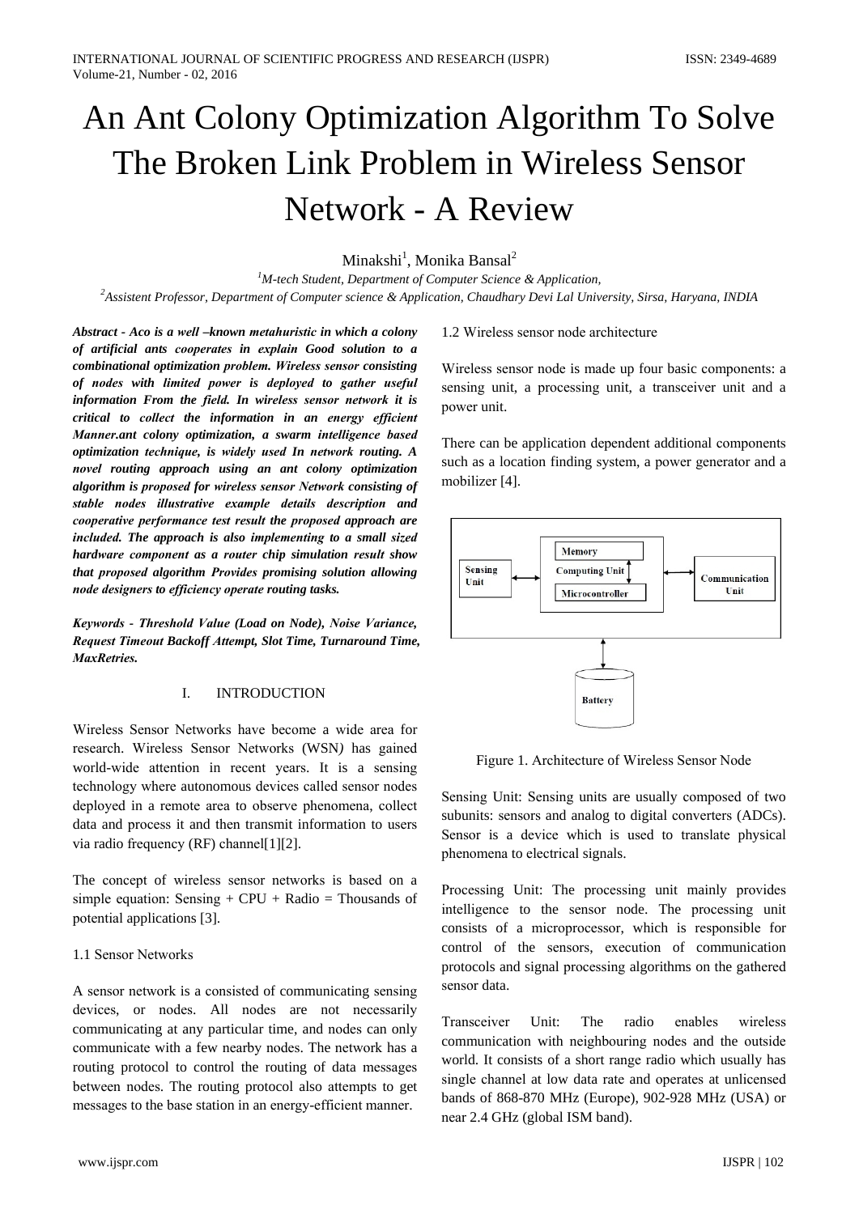# An Ant Colony Optimization Algorithm To Solve The Broken Link Problem in Wireless Sensor Network - A Review

Minakshi[1], Monika Bansal[2]

[1]M-tech Student, Department of Computer Science & Application,

[2]Assistent Professor, Department of Computer science & Application, Chaudhary Devi Lal University, Sirsa, Haryana, INDIA

***Abstract - Aco is a well –known metahuristic in which a colony of artificial ants cooperates in explain Good solution to a combinational optimization problem. Wireless sensor consisting of nodes with limited power is deployed to gather useful information From the field. In wireless sensor network it is critical to collect the information in an energy efficient Manner.ant colony optimization, a swarm intelligence based optimization technique, is widely used In network routing. A novel routing approach using an ant colony optimization algorithm is proposed for wireless sensor Network consisting of stable nodes illustrative example details description and cooperative performance test result the proposed approach are included. The approach is also implementing to a small sized hardware component as a router chip simulation result show that proposed algorithm Provides promising solution allowing node designers to efficiency operate routing tasks.***

***Keywords - Threshold Value (Load on Node), Noise Variance, Request Timeout Backoff Attempt, Slot Time, Turnaround Time, MaxRetries.***

## I. INTRODUCTION

Wireless Sensor Networks have become a wide area for research. Wireless Sensor Networks (WSN) has gained world-wide attention in recent years. It is a sensing technology where autonomous devices called sensor nodes deployed in a remote area to observe phenomena, collect data and process it and then transmit information to users via radio frequency (RF) channel[1][2].

The concept of wireless sensor networks is based on a simple equation: Sensing + CPU + Radio = Thousands of potential applications [3].

### 1.1 Sensor Networks

A sensor network is a consisted of communicating sensing devices, or nodes. All nodes are not necessarily communicating at any particular time, and nodes can only communicate with a few nearby nodes. The network has a routing protocol to control the routing of data messages between nodes. The routing protocol also attempts to get messages to the base station in an energy-efficient manner.

### 1.2 Wireless sensor node architecture

Wireless sensor node is made up four basic components: a sensing unit, a processing unit, a transceiver unit and a power unit.

There can be application dependent additional components such as a location finding system, a power generator and a mobilizer [4].

Figure 1. Architecture of Wireless Sensor Node

Sensing Unit: Sensing units are usually composed of two subunits: sensors and analog to digital converters (ADCs). Sensor is a device which is used to translate physical phenomena to electrical signals.

Processing Unit: The processing unit mainly provides intelligence to the sensor node. The processing unit consists of a microprocessor, which is responsible for control of the sensors, execution of communication protocols and signal processing algorithms on the gathered sensor data.

Transceiver Unit: The radio enables wireless communication with neighbouring nodes and the outside world. It consists of a short range radio which usually has single channel at low data rate and operates at unlicensed bands of 868-870 MHz (Europe), 902-928 MHz (USA) or near 2.4 GHz (global ISM band).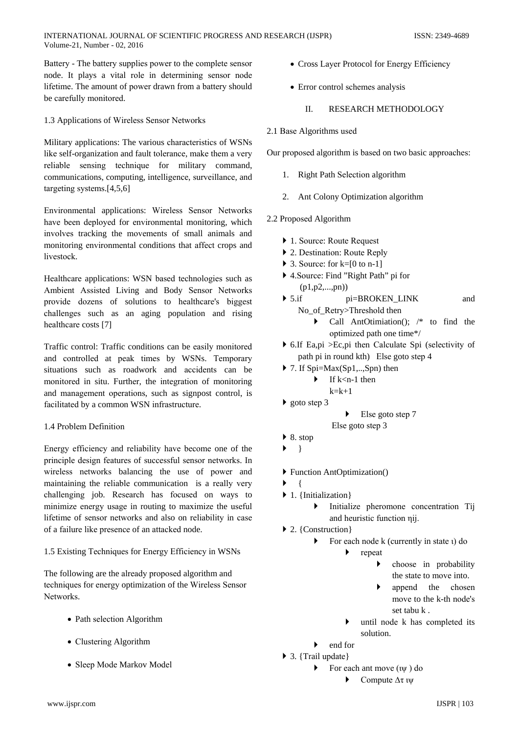Battery - The battery supplies power to the complete sensor node. It plays a vital role in determining sensor node lifetime. The amount of power drawn from a battery should be carefully monitored.

1.3 Applications of Wireless Sensor Networks

Military applications: The various characteristics of WSNs like self-organization and fault tolerance, make them a very reliable sensing technique for military command, communications, computing, intelligence, surveillance, and targeting systems.[4,5,6]

Environmental applications: Wireless Sensor Networks have been deployed for environmental monitoring, which involves tracking the movements of small animals and monitoring environmental conditions that affect crops and livestock.

Healthcare applications: WSN based technologies such as Ambient Assisted Living and Body Sensor Networks provide dozens of solutions to healthcare's biggest challenges such as an aging population and rising healthcare costs [7]

Traffic control: Traffic conditions can be easily monitored and controlled at peak times by WSNs. Temporary situations such as roadwork and accidents can be monitored in situ. Further, the integration of monitoring and management operations, such as signpost control, is facilitated by a common WSN infrastructure.

1.4 Problem Definition

Energy efficiency and reliability have become one of the principle design features of successful sensor networks. In wireless networks balancing the use of power and maintaining the reliable communication is a really very challenging job. Research has focused on ways to minimize energy usage in routing to maximize the useful lifetime of sensor networks and also on reliability in case of a failure like presence of an attacked node.

1.5 Existing Techniques for Energy Efficiency in WSNs

The following are the already proposed algorithm and techniques for energy optimization of the Wireless Sensor Networks.

- Path selection Algorithm
- Clustering Algorithm
- Sleep Mode Markov Model
- Cross Layer Protocol for Energy Efficiency
- Error control schemes analysis

## II. RESEARCH METHODOLOGY

2.1 Base Algorithms used

Our proposed algorithm is based on two basic approaches:

1. Right Path Selection algorithm
2. Ant Colony Optimization algorithm

2.2 Proposed Algorithm

- 1. Source: Route Request
- 2. Destination: Route Reply
- 3. Source: for k=[0 to n-1]
- 4.Source: Find "Right Path" pi for (p1,p2,...,pn))
- 5.if pi=BROKEN_LINK and No_of_Retry>Threshold then
  - Call AntOtimiation(); /* to find the optimized path one time*/
- 6.If Ea,pi >Ec,pi then Calculate Spi (selectivity of path pi in round kth) Else goto step 4
- 7. If Spi=Max(Sp1,..,Spn) then
  - If k<n-1 then k=k+1
- goto step 3
  - Else goto step 7

  Else goto step 3
- 8. stop
- }

- Function AntOptimization()
- {
- 1. {Initialization}
  - Initialize pheromone concentration Tij and heuristic function ηij.
- 2. {Construction}
  - For each node k (currently in state ι) do
    - repeat
      - choose in probability the state to move into.
      - append the chosen move to the k-th node's set tabu k .
    - until node k has completed its solution.
  - end for
- 3. {Trail update}
  - For each ant move (ιψ ) do
    - Compute Δτ ιψ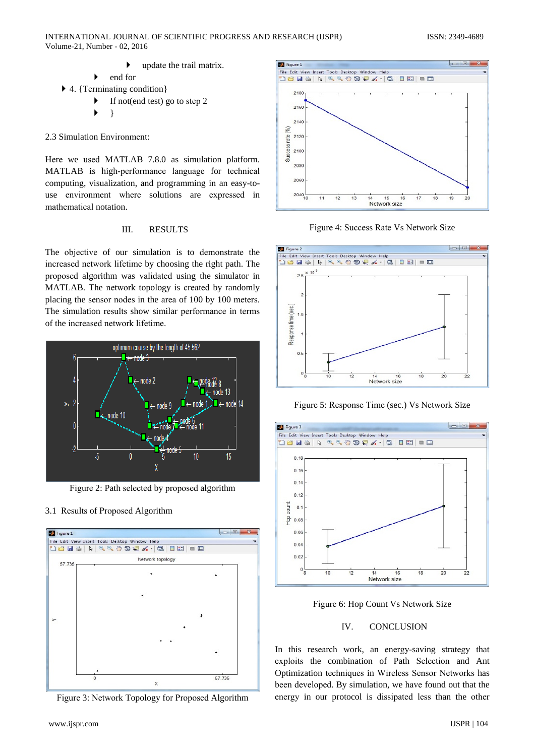- update the trail matrix.
- end for
- 4. {Terminating condition}
  - If not(end test) go to step 2
  - }

2.3 Simulation Environment:

Here we used MATLAB 7.8.0 as simulation platform. MATLAB is high-performance language for technical computing, visualization, and programming in an easy-to-use environment where solutions are expressed in mathematical notation.

## III. RESULTS

The objective of our simulation is to demonstrate the increased network lifetime by choosing the right path. The proposed algorithm was validated using the simulator in MATLAB. The network topology is created by randomly placing the sensor nodes in the area of 100 by 100 meters. The simulation results show similar performance in terms of the increased network lifetime.

Figure 2: Path selected by proposed algorithm

### 3.1 Results of Proposed Algorithm

Figure 3: Network Topology for Proposed Algorithm

Figure 4: Success Rate Vs Network Size

Figure 5: Response Time (sec.) Vs Network Size

Figure 6: Hop Count Vs Network Size

## IV. CONCLUSION

In this research work, an energy-saving strategy that exploits the combination of Path Selection and Ant Optimization techniques in Wireless Sensor Networks has been developed. By simulation, we have found out that the energy in our protocol is dissipated less than the other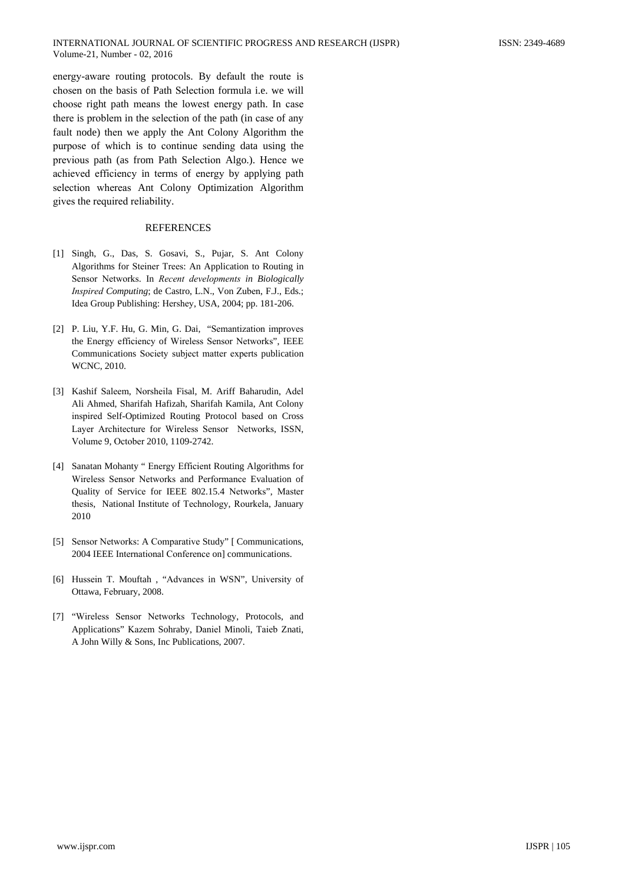energy-aware routing protocols. By default the route is chosen on the basis of Path Selection formula i.e. we will choose right path means the lowest energy path. In case there is problem in the selection of the path (in case of any fault node) then we apply the Ant Colony Algorithm the purpose of which is to continue sending data using the previous path (as from Path Selection Algo.). Hence we achieved efficiency in terms of energy by applying path selection whereas Ant Colony Optimization Algorithm gives the required reliability.

## REFERENCES

[1] Singh, G., Das, S. Gosavi, S., Pujar, S. Ant Colony Algorithms for Steiner Trees: An Application to Routing in Sensor Networks. In *Recent developments in Biologically Inspired Computing*; de Castro, L.N., Von Zuben, F.J., Eds.; Idea Group Publishing: Hershey, USA, 2004; pp. 181-206.

[2] P. Liu, Y.F. Hu, G. Min, G. Dai, "Semantization improves the Energy efficiency of Wireless Sensor Networks", IEEE Communications Society subject matter experts publication WCNC, 2010.

[3] Kashif Saleem, Norsheila Fisal, M. Ariff Baharudin, Adel Ali Ahmed, Sharifah Hafizah, Sharifah Kamila, Ant Colony inspired Self-Optimized Routing Protocol based on Cross Layer Architecture for Wireless Sensor Networks, ISSN, Volume 9, October 2010, 1109-2742.

[4] Sanatan Mohanty " Energy Efficient Routing Algorithms for Wireless Sensor Networks and Performance Evaluation of Quality of Service for IEEE 802.15.4 Networks", Master thesis, National Institute of Technology, Rourkela, January 2010

[5] Sensor Networks: A Comparative Study" [ Communications, 2004 IEEE International Conference on] communications.

[6] Hussein T. Mouftah , "Advances in WSN", University of Ottawa, February, 2008.

[7] "Wireless Sensor Networks Technology, Protocols, and Applications" Kazem Sohraby, Daniel Minoli, Taieb Znati, A John Willy & Sons, Inc Publications, 2007.